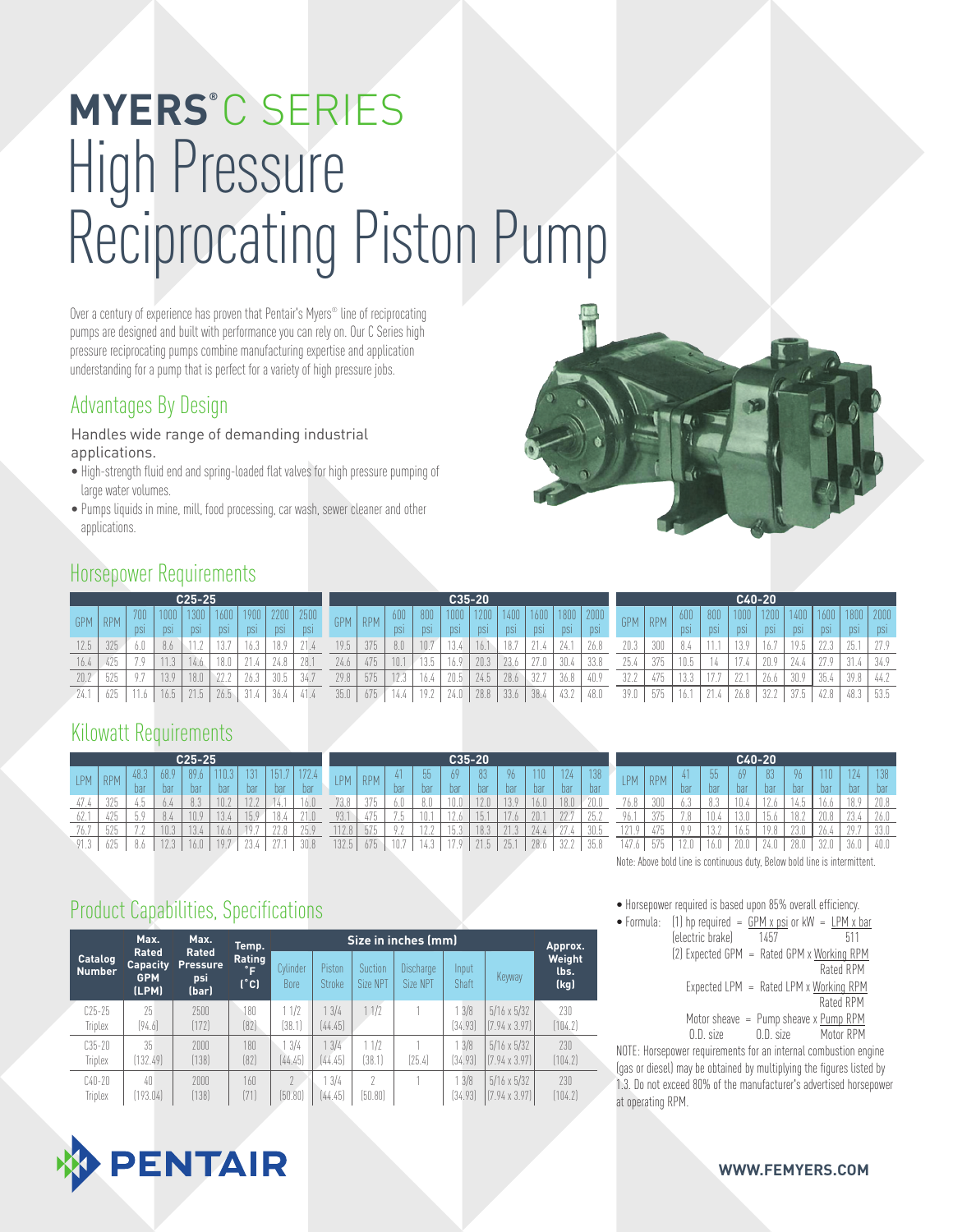# MYERS® C SERIES High Pressure Reciprocating Piston Pump

Over a century of experience has proven that Pentair's Myers® line of reciprocating pumps are designed and built with performance you can rely on. Our C Series high pressure reciprocating pumps combine manufacturing expertise and application understanding for a pump that is perfect for a variety of high pressure jobs.

## Advantages By Design

Handles wide range of demanding industrial applications.

- High-strength fluid end and spring-loaded flat valves for high pressure pumping of large water volumes.
- Pumps liquids in mine, mill, food processing, car wash, sewer cleaner and other applications.

## Horsepower Requirements

**C25-25**

| GPM | RPM | 700 psi | 1000 psi | 1300 psi | 1600 psi | 1900 psi | 2200 psi | 2500 psi |
|---|---|---|---|---|---|---|---|---|
| 12.5 | 325 | 6.0 | 8.6 | 11.2 | 13.7 | 16.3 | 18.9 | 21.4 |
| 16.4 | 425 | 7.9 | 11.3 | 14.6 | 18.0 | 21.4 | 24.8 | 28.1 |
| 20.2 | 525 | 9.7 | 13.9 | 18.0 | 22.2 | 26.3 | 30.5 | 34.7 |
| 24.1 | 625 | 11.6 | 16.5 | 21.5 | 26.5 | 31.4 | 36.4 | 41.4 |

**C35-20**

| GPM | RPM | 600 psi | 800 psi | 1000 psi | 1200 psi | 1400 psi | 1600 psi | 1800 psi | 2000 psi |
|---|---|---|---|---|---|---|---|---|---|
| 19.5 | 375 | 8.0 | 10.7 | 13.4 | 16.1 | 18.7 | 21.4 | 24.1 | 26.8 |
| 24.6 | 475 | 10.1 | 13.5 | 16.9 | 20.3 | 23.6 | 27.0 | 30.4 | 33.8 |
| 29.8 | 575 | 12.3 | 16.4 | 20.5 | 24.5 | 28.6 | 32.7 | 36.8 | 40.9 |
| 35.0 | 675 | 14.4 | 19.2 | 24.0 | 28.8 | 33.6 | 38.4 | 43.2 | 48.0 |

**C40-20**

| GPM | RPM | 600 psi | 800 psi | 1000 psi | 1200 psi | 1400 psi | 1600 psi | 1800 psi | 2000 psi |
|---|---|---|---|---|---|---|---|---|---|
| 20.3 | 300 | 8.4 | 11.1 | 13.9 | 16.7 | 19.5 | 22.3 | 25.1 | 27.9 |
| 25.4 | 375 | 10.5 | 14 | 17.4 | 20.9 | 24.4 | 27.9 | 31.4 | 34.9 |
| 32.2 | 475 | 13.3 | 17.7 | 22.1 | 26.6 | 30.9 | 35.4 | 39.8 | 44.2 |
| 39.0 | 575 | 16.1 | 21.4 | 26.8 | 32.2 | 37.5 | 42.8 | 48.3 | 53.5 |

## Kilowatt Requirements

**C25-25**

| LPM | RPM | 48.3 bar | 68.9 bar | 89.6 bar | 110.3 bar | 131 bar | 151.7 bar | 172.4 bar |
|---|---|---|---|---|---|---|---|---|
| 47.4 | 325 | 4.5 | 6.4 | 8.3 | 10.2 | 12.2 | 14.1 | 16.0 |
| 62.1 | 425 | 5.9 | 8.4 | 10.9 | 13.4 | 15.9 | 18.4 | 21.0 |
| 76.7 | 525 | 7.2 | 10.3 | 13.4 | 16.6 | 19.7 | 22.8 | 25.9 |
| 91.3 | 625 | 8.6 | 12.3 | 16.0 | 19.7 | 23.4 | 27.1 | 30.8 |

**C35-20**

| LPM | RPM | 41 bar | 55 bar | 69 bar | 83 bar | 96 bar | 110 bar | 124 bar | 138 bar |
|---|---|---|---|---|---|---|---|---|---|
| 73.8 | 375 | 6.0 | 8.0 | 10.0 | 12.0 | 13.9 | 16.0 | 18.0 | 20.0 |
| 93.1 | 475 | 7.5 | 10.1 | 12.6 | 15.1 | 17.6 | 20.1 | 22.7 | 25.2 |
| 112.8 | 575 | 9.2 | 12.2 | 15.3 | 18.3 | 21.3 | 24.4 | 27.4 | 30.5 |
| 132.5 | 675 | 10.7 | 14.3 | 17.9 | 21.5 | 25.1 | 28.6 | 32.2 | 35.8 |

**C40-20**

| LPM | RPM | 41 bar | 55 bar | 69 bar | 83 bar | 96 bar | 110 bar | 124 bar | 138 bar |
|---|---|---|---|---|---|---|---|---|---|
| 76.8 | 300 | 6.3 | 8.3 | 10.4 | 12.6 | 14.5 | 16.6 | 18.9 | 20.8 |
| 96.1 | 375 | 7.8 | 10.4 | 13.0 | 15.6 | 18.2 | 20.8 | 23.4 | 26.0 |
| 121.9 | 475 | 9.9 | 13.2 | 16.5 | 19.8 | 23.0 | 26.4 | 29.7 | 33.0 |
| 147.6 | 575 | 12.0 | 16.0 | 20.0 | 24.0 | 28.0 | 32.0 | 36.0 | 40.0 |

Note: Above bold line is continuous duty, Below bold line is intermittent.

## Product Capabilities, Specifications

| Catalog Number | Max. Rated Capacity GPM (LPM) | Max. Rated Pressure psi (bar) | Temp. Rating °F (°C) | Cylinder Bore | Piston Stroke | Suction Size NPT | Discharge Size NPT | Input Shaft | Keyway | Approx. Weight lbs. (kg) |
|---|---|---|---|---|---|---|---|---|---|---|
| | | | | Size in inches (mm) | | | | | | |
| C25-25 Triplex | 25 (94.6) | 2500 (172) | 180 (82) | 1 1/2 (38.1) | 1 3/4 (44.45) | 1 1/2 | 1 | 1 3/8 (34.93) | 5/16 x 5/32 (7.94 x 3.97) | 230 (104.2) |
| C35-20 Triplex | 35 (132.49) | 2000 (138) | 180 (82) | 1 3/4 (44.45) | 1 3/4 (44.45) | 1 1/2 (38.1) | 1 (25.4) | 1 3/8 (34.93) | 5/16 x 5/32 (7.94 x 3.97) | 230 (104.2) |
| C40-20 Triplex | 40 (193.04) | 2000 (138) | 160 (71) | 2 (50.80) | 1 3/4 (44.45) | 2 (50.80) | 1 | 1 3/8 (34.93) | 5/16 x 5/32 (7.94 x 3.97) | 230 (104.2) |

- Horsepower required is based upon 85% overall efficiency.
- Formula:

(1) hp required (electric brake) $= \frac{\text{GPM x psi}}{1457}$ or $\text{kW} = \frac{\text{LPM x bar}}{511}$

(2) Expected GPM $= \text{Rated GPM} \times \frac{\text{Working RPM}}{\text{Rated RPM}}$

Expected LPM $= \text{Rated LPM} \times \frac{\text{Working RPM}}{\text{Rated RPM}}$

Motor sheave O.D. size $= \text{Pump sheave O.D. size} \times \frac{\text{Pump RPM}}{\text{Motor RPM}}$

NOTE: Horsepower requirements for an internal combustion engine (gas or diesel) may be obtained by multiplying the figures listed by 1.3. Do not exceed 80% of the manufacturer's advertised horsepower at operating RPM.

PENTAIR

WWW.FEMYERS.COM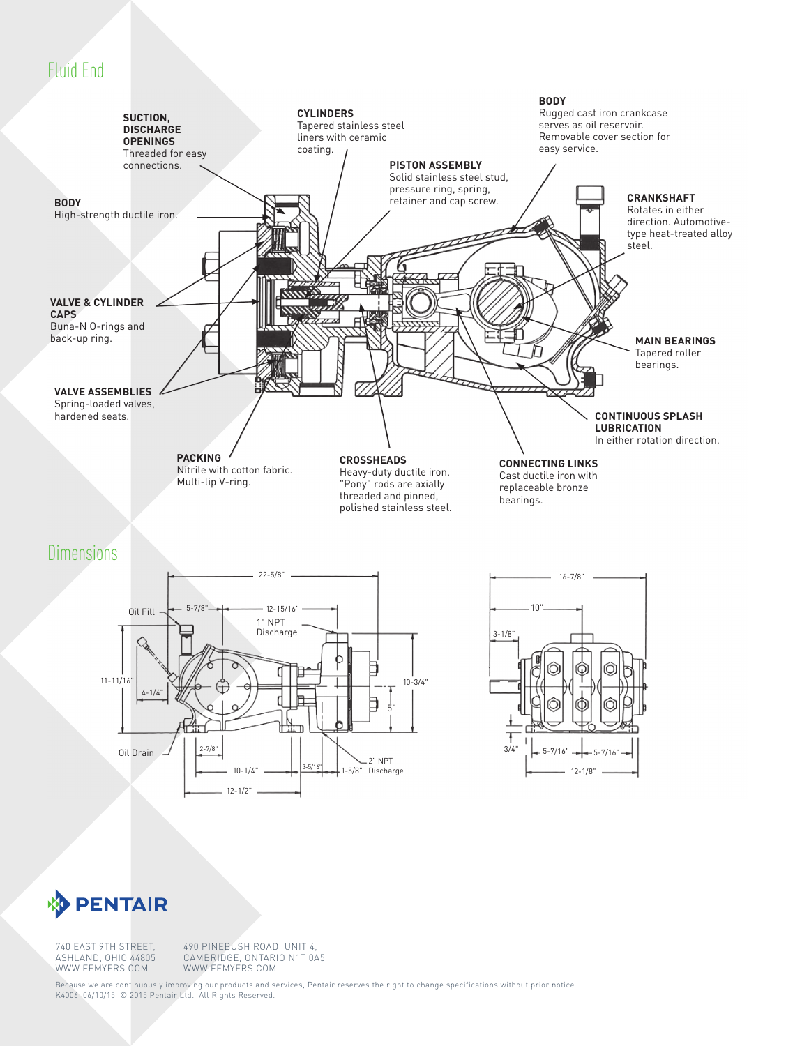## Fluid End

**SUCTION, DISCHARGE OPENINGS**
Threaded for easy connections.

**BODY**
High-strength ductile iron.

**VALVE & CYLINDER CAPS**
Buna-N O-rings and back-up ring.

**VALVE ASSEMBLIES**
Spring-loaded valves, hardened seats.

**CYLINDERS**
Tapered stainless steel liners with ceramic coating.

**PISTON ASSEMBLY**
Solid stainless steel stud, pressure ring, spring, retainer and cap screw.

**BODY**
Rugged cast iron crankcase serves as oil reservoir. Removable cover section for easy service.

**CRANKSHAFT**
Rotates in either direction. Automotive-type heat-treated alloy steel.

**MAIN BEARINGS**
Tapered roller bearings.

**CONTINUOUS SPLASH LUBRICATION**
In either rotation direction.

**PACKING**
Nitrile with cotton fabric. Multi-lip V-ring.

**CROSSHEADS**
Heavy-duty ductile iron. "Pony" rods are axially threaded and pinned, polished stainless steel.

**CONNECTING LINKS**
Cast ductile iron with replaceable bronze bearings.

## Dimensions

22-5/8"
Oil Fill
5-7/8"
12-15/16"
1" NPT Discharge
11-11/16"
4-1/4"
10-3/4"
5"
Oil Drain
2-7/8"
10-1/4"
3-5/16"
1-5/8"
2" NPT Discharge
12-1/2"

16-7/8"
10"
3-1/8"
3/4"
5-7/16"
5-7/16"
12-1/8"

**PENTAIR**

740 EAST 9TH STREET,
ASHLAND, OHIO 44805
WWW.FEMYERS.COM

490 PINEBUSH ROAD, UNIT 4,
CAMBRIDGE, ONTARIO N1T 0A5
WWW.FEMYERS.COM

Because we are continuously improving our products and services, Pentair reserves the right to change specifications without prior notice.
K4006 06/10/15 © 2015 Pentair Ltd. All Rights Reserved.